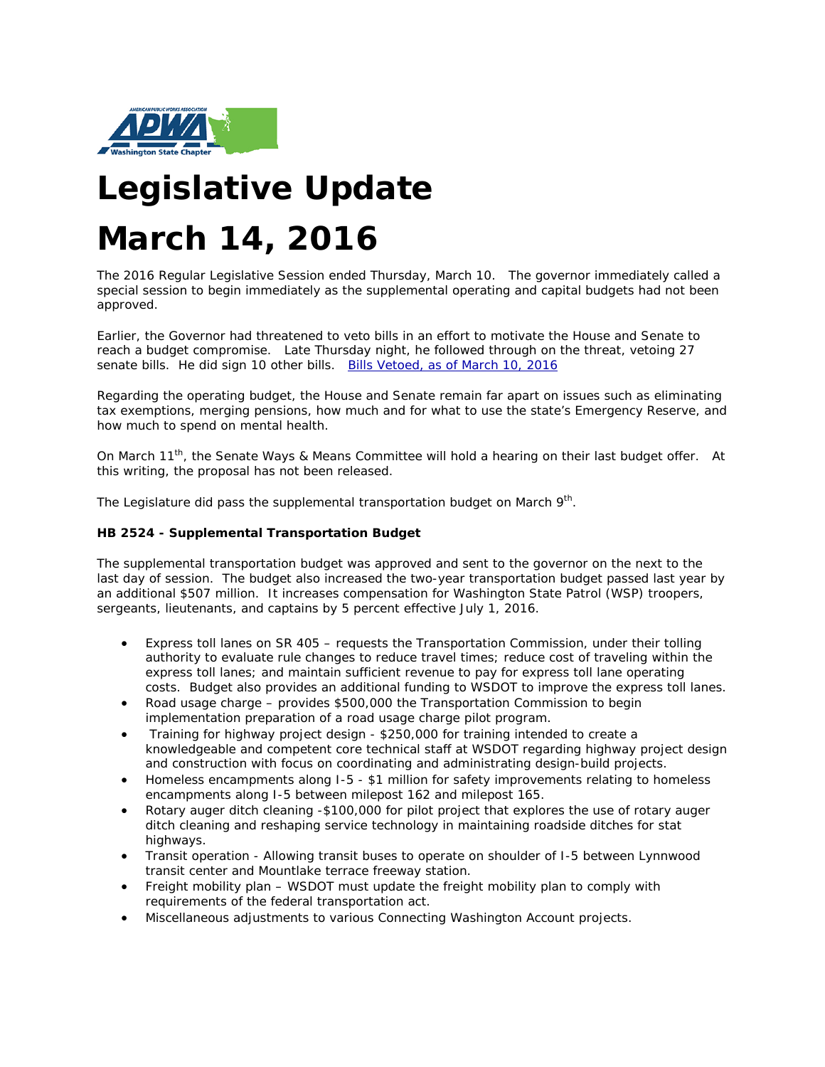# Legislative Update

# March 14, 2016

The 2016 Regular Legislative Session ended Thursday, March 10. The governor immediately called a special session to begin immediately as the supplemental operating and capital budgets had not been approved.

Earlier, the Governor had threatened to veto bills in an effort to motivate the House and Senate to reach a budget compromise. Late Thursday night, he followed through on the threat, vetoing 27 senate bills. He did sign 10 other bills. [Bills Vetoed, as of March 10, 2016]

Regarding the operating budget, the House and Senate remain far apart on issues such as eliminating tax exemptions, merging pensions, how much and for what to use the state's Emergency Reserve, and how much to spend on mental health.

On March 11th, the Senate Ways & Means Committee will hold a hearing on their last budget offer. At this writing, the proposal has not been released.

The Legislature did pass the supplemental transportation budget on March 9th.

**HB 2524 - Supplemental Transportation Budget**

The supplemental transportation budget was approved and sent to the governor on the next to the last day of session. The budget also increased the two-year transportation budget passed last year by an additional $507 million. It increases compensation for Washington State Patrol (WSP) troopers, sergeants, lieutenants, and captains by 5 percent effective July 1, 2016.

- Express toll lanes on SR 405 – requests the Transportation Commission, under their tolling authority to evaluate rule changes to reduce travel times; reduce cost of traveling within the express toll lanes; and maintain sufficient revenue to pay for express toll lane operating costs. Budget also provides an additional funding to WSDOT to improve the express toll lanes.
- Road usage charge – provides $500,000 the Transportation Commission to begin implementation preparation of a road usage charge pilot program.
- Training for highway project design - $250,000 for training intended to create a knowledgeable and competent core technical staff at WSDOT regarding highway project design and construction with focus on coordinating and administrating design-build projects.
- Homeless encampments along I-5 - $1 million for safety improvements relating to homeless encampments along I-5 between milepost 162 and milepost 165.
- Rotary auger ditch cleaning -$100,000 for pilot project that explores the use of rotary auger ditch cleaning and reshaping service technology in maintaining roadside ditches for stat highways.
- Transit operation - Allowing transit buses to operate on shoulder of I-5 between Lynnwood transit center and Mountlake terrace freeway station.
- Freight mobility plan – WSDOT must update the freight mobility plan to comply with requirements of the federal transportation act.
- Miscellaneous adjustments to various Connecting Washington Account projects.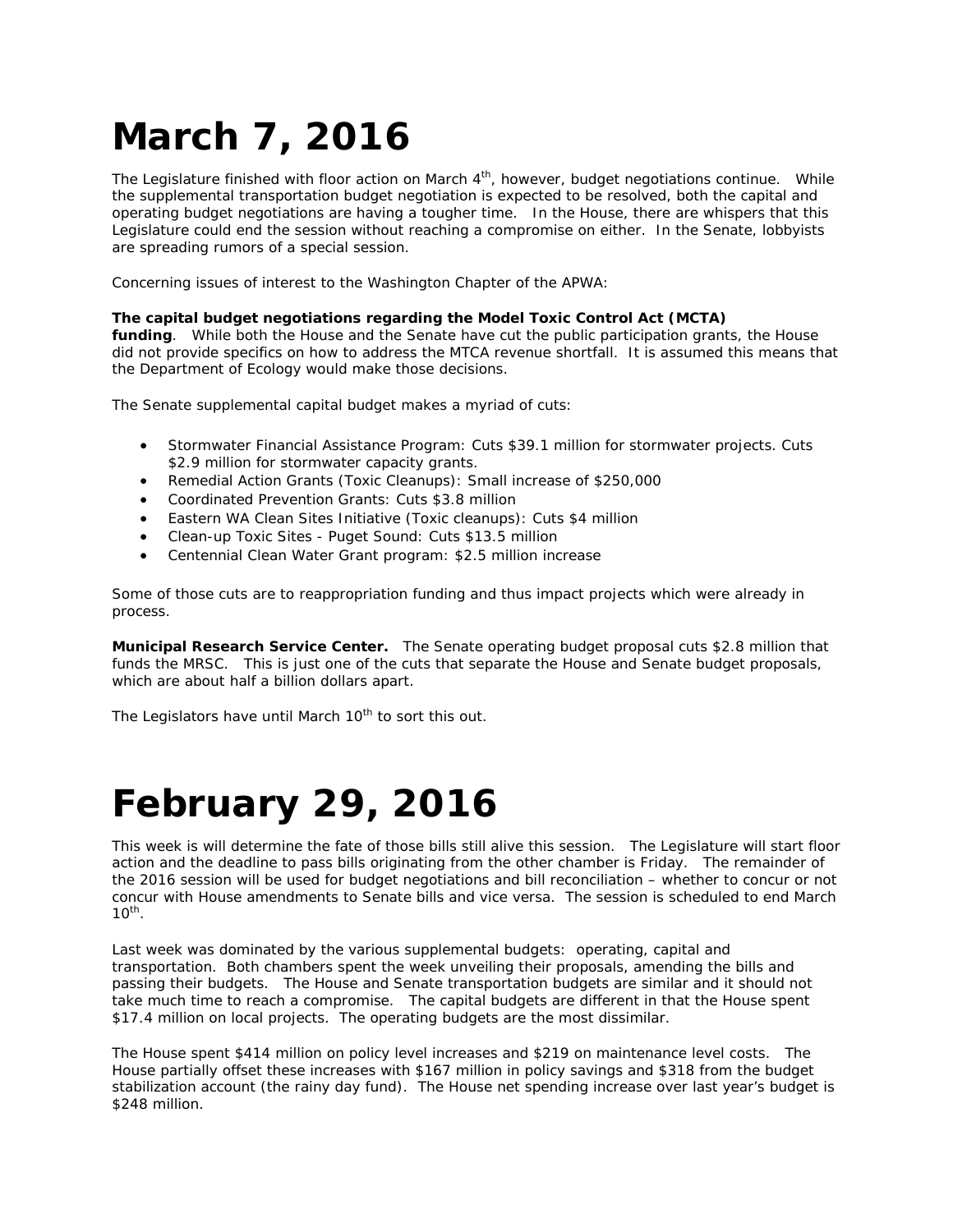# March 7, 2016

The Legislature finished with floor action on March 4th, however, budget negotiations continue. While the supplemental transportation budget negotiation is expected to be resolved, both the capital and operating budget negotiations are having a tougher time. In the House, there are whispers that this Legislature could end the session without reaching a compromise on either. In the Senate, lobbyists are spreading rumors of a special session.

Concerning issues of interest to the Washington Chapter of the APWA:

**The capital budget negotiations regarding the Model Toxic Control Act (MCTA) funding**. While both the House and the Senate have cut the public participation grants, the House did not provide specifics on how to address the MTCA revenue shortfall. It is assumed this means that the Department of Ecology would make those decisions.

The Senate supplemental capital budget makes a myriad of cuts:

- Stormwater Financial Assistance Program: Cuts $39.1 million for stormwater projects. Cuts $2.9 million for stormwater capacity grants.
- Remedial Action Grants (Toxic Cleanups): Small increase of $250,000
- Coordinated Prevention Grants: Cuts $3.8 million
- Eastern WA Clean Sites Initiative (Toxic cleanups): Cuts $4 million
- Clean-up Toxic Sites - Puget Sound: Cuts $13.5 million
- Centennial Clean Water Grant program: $2.5 million increase

Some of those cuts are to reappropriation funding and thus impact projects which were already in process.

**Municipal Research Service Center.** The Senate operating budget proposal cuts $2.8 million that funds the MRSC. This is just one of the cuts that separate the House and Senate budget proposals, which are about half a billion dollars apart.

The Legislators have until March 10th to sort this out.

# February 29, 2016

This week is will determine the fate of those bills still alive this session. The Legislature will start floor action and the deadline to pass bills originating from the other chamber is Friday. The remainder of the 2016 session will be used for budget negotiations and bill reconciliation – whether to concur or not concur with House amendments to Senate bills and vice versa. The session is scheduled to end March 10th.

Last week was dominated by the various supplemental budgets: operating, capital and transportation. Both chambers spent the week unveiling their proposals, amending the bills and passing their budgets. The House and Senate transportation budgets are similar and it should not take much time to reach a compromise. The capital budgets are different in that the House spent $17.4 million on local projects. The operating budgets are the most dissimilar.

The House spent $414 million on policy level increases and $219 on maintenance level costs. The House partially offset these increases with $167 million in policy savings and $318 from the budget stabilization account (the rainy day fund). The House net spending increase over last year's budget is $248 million.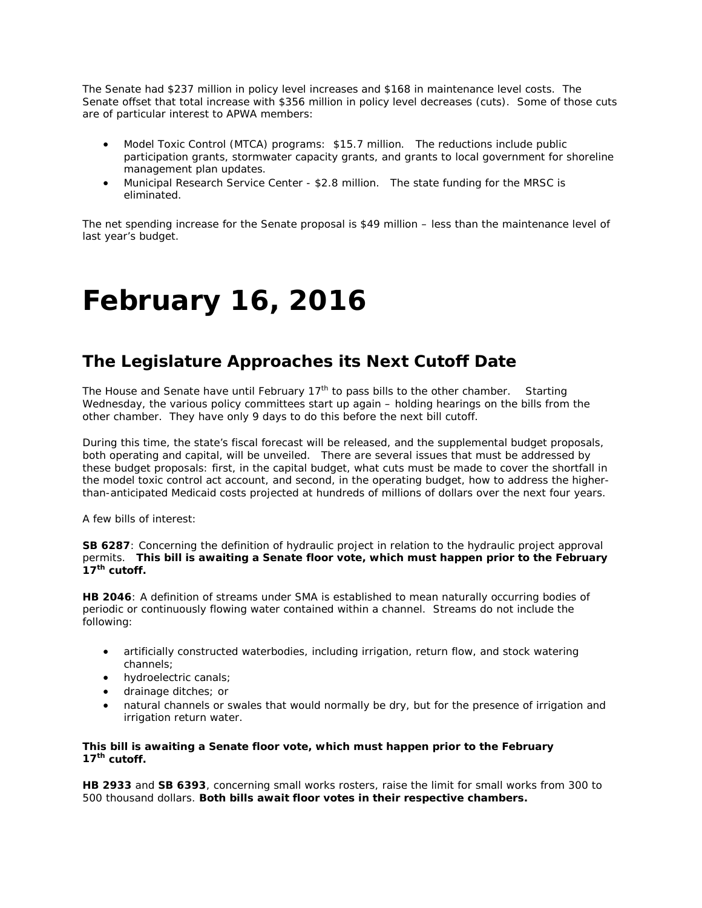The Senate had $237 million in policy level increases and $168 in maintenance level costs. The Senate offset that total increase with $356 million in policy level decreases (cuts). Some of those cuts are of particular interest to APWA members:

- Model Toxic Control (MTCA) programs: $15.7 million. The reductions include public participation grants, stormwater capacity grants, and grants to local government for shoreline management plan updates.
- Municipal Research Service Center - $2.8 million. The state funding for the MRSC is eliminated.

The net spending increase for the Senate proposal is $49 million – less than the maintenance level of last year's budget.

# February 16, 2016

## The Legislature Approaches its Next Cutoff Date

The House and Senate have until February 17th to pass bills to the other chamber. Starting Wednesday, the various policy committees start up again – holding hearings on the bills from the other chamber. They have only 9 days to do this before the next bill cutoff.

During this time, the state's fiscal forecast will be released, and the supplemental budget proposals, both operating and capital, will be unveiled. There are several issues that must be addressed by these budget proposals: first, in the capital budget, what cuts must be made to cover the shortfall in the model toxic control act account, and second, in the operating budget, how to address the higher-than-anticipated Medicaid costs projected at hundreds of millions of dollars over the next four years.

A few bills of interest:

**SB 6287**: Concerning the definition of hydraulic project in relation to the hydraulic project approval permits. **This bill is awaiting a Senate floor vote, which must happen prior to the February 17th cutoff.**

**HB 2046**: A definition of streams under SMA is established to mean naturally occurring bodies of periodic or continuously flowing water contained within a channel. Streams do not include the following:

- artificially constructed waterbodies, including irrigation, return flow, and stock watering channels;
- hydroelectric canals;
- drainage ditches; or
- natural channels or swales that would normally be dry, but for the presence of irrigation and irrigation return water.

**This bill is awaiting a Senate floor vote, which must happen prior to the February 17th cutoff.**

**HB 2933** and **SB 6393**, concerning small works rosters, raise the limit for small works from 300 to 500 thousand dollars. **Both bills await floor votes in their respective chambers.**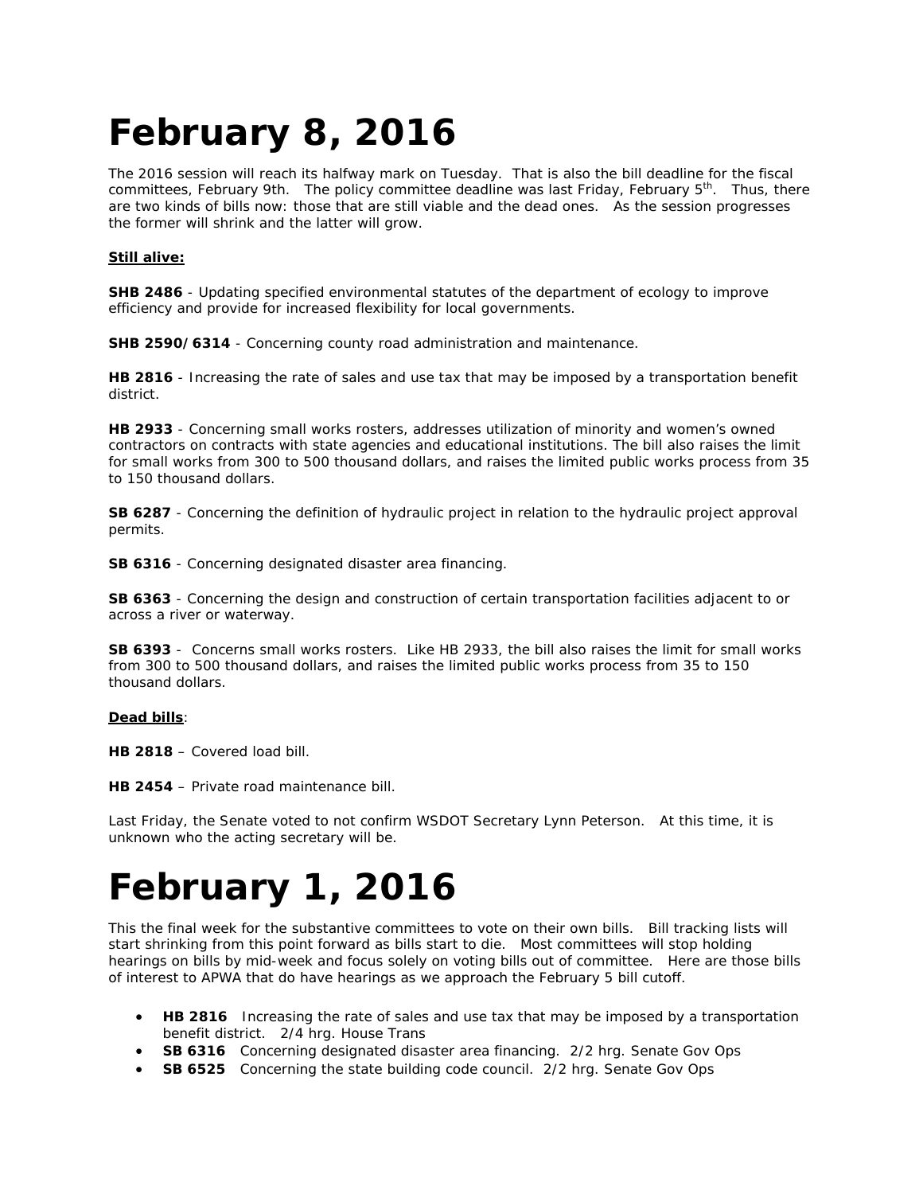# February 8, 2016

The 2016 session will reach its halfway mark on Tuesday. That is also the bill deadline for the fiscal committees, February 9th. The policy committee deadline was last Friday, February 5th. Thus, there are two kinds of bills now: those that are still viable and the dead ones. As the session progresses the former will shrink and the latter will grow.

**Still alive:**

**SHB 2486** - Updating specified environmental statutes of the department of ecology to improve efficiency and provide for increased flexibility for local governments.

**SHB 2590/6314** - Concerning county road administration and maintenance.

**HB 2816** - Increasing the rate of sales and use tax that may be imposed by a transportation benefit district.

**HB 2933** - Concerning small works rosters, addresses utilization of minority and women's owned contractors on contracts with state agencies and educational institutions. The bill also raises the limit for small works from 300 to 500 thousand dollars, and raises the limited public works process from 35 to 150 thousand dollars.

**SB 6287** - Concerning the definition of hydraulic project in relation to the hydraulic project approval permits.

**SB 6316** - Concerning designated disaster area financing.

**SB 6363** - Concerning the design and construction of certain transportation facilities adjacent to or across a river or waterway.

**SB 6393** - Concerns small works rosters. Like HB 2933, the bill also raises the limit for small works from 300 to 500 thousand dollars, and raises the limited public works process from 35 to 150 thousand dollars.

**Dead bills**:

**HB 2818** – Covered load bill.

**HB 2454** – Private road maintenance bill.

Last Friday, the Senate voted to not confirm WSDOT Secretary Lynn Peterson. At this time, it is unknown who the acting secretary will be.

# February 1, 2016

This the final week for the substantive committees to vote on their own bills. Bill tracking lists will start shrinking from this point forward as bills start to die. Most committees will stop holding hearings on bills by mid-week and focus solely on voting bills out of committee. Here are those bills of interest to APWA that do have hearings as we approach the February 5 bill cutoff.

- **HB 2816** Increasing the rate of sales and use tax that may be imposed by a transportation benefit district. 2/4 hrg. House Trans
- **SB 6316** Concerning designated disaster area financing. 2/2 hrg. Senate Gov Ops
- **SB 6525** Concerning the state building code council. 2/2 hrg. Senate Gov Ops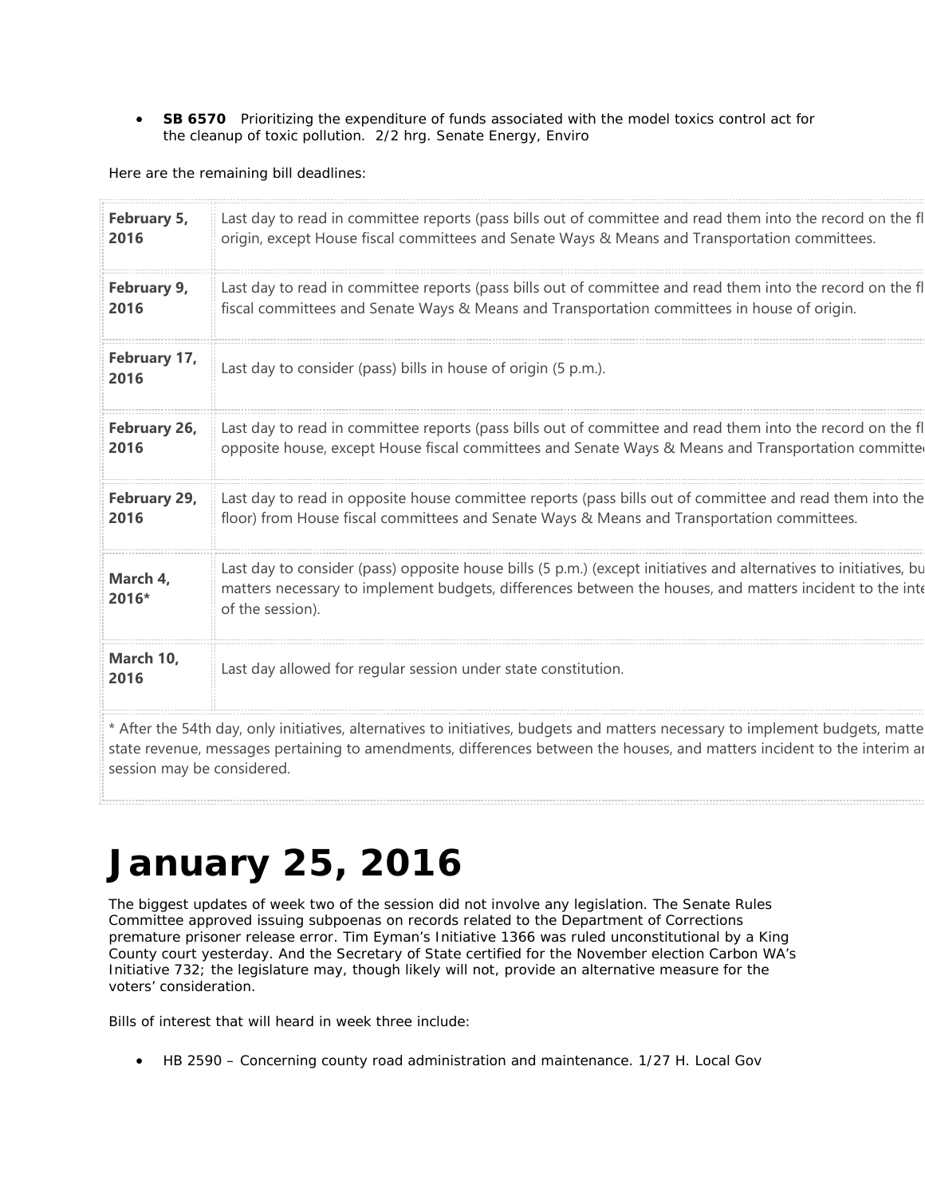- **SB 6570** Prioritizing the expenditure of funds associated with the model toxics control act for the cleanup of toxic pollution. 2/2 hrg. Senate Energy, Enviro

Here are the remaining bill deadlines:

| | |
|---|---|
| **February 5, 2016** | Last day to read in committee reports (pass bills out of committee and read them into the record on the fl origin, except House fiscal committees and Senate Ways & Means and Transportation committees. |
| **February 9, 2016** | Last day to read in committee reports (pass bills out of committee and read them into the record on the fl fiscal committees and Senate Ways & Means and Transportation committees in house of origin. |
| **February 17, 2016** | Last day to consider (pass) bills in house of origin (5 p.m.). |
| **February 26, 2016** | Last day to read in committee reports (pass bills out of committee and read them into the record on the fl opposite house, except House fiscal committees and Senate Ways & Means and Transportation committe |
| **February 29, 2016** | Last day to read in opposite house committee reports (pass bills out of committee and read them into the floor) from House fiscal committees and Senate Ways & Means and Transportation committees. |
| **March 4, 2016*** | Last day to consider (pass) opposite house bills (5 p.m.) (except initiatives and alternatives to initiatives, bu matters necessary to implement budgets, differences between the houses, and matters incident to the inte of the session). |
| **March 10, 2016** | Last day allowed for regular session under state constitution. |

* After the 54th day, only initiatives, alternatives to initiatives, budgets and matters necessary to implement budgets, matte state revenue, messages pertaining to amendments, differences between the houses, and matters incident to the interim a session may be considered.

# January 25, 2016

The biggest updates of week two of the session did not involve any legislation. The Senate Rules Committee approved issuing subpoenas on records related to the Department of Corrections premature prisoner release error. Tim Eyman's Initiative 1366 was ruled unconstitutional by a King County court yesterday. And the Secretary of State certified for the November election Carbon WA's Initiative 732; the legislature may, though likely will not, provide an alternative measure for the voters' consideration.

Bills of interest that will heard in week three include:

- *HB 2590 – Concerning county road administration and maintenance. 1/27 H. Local Gov*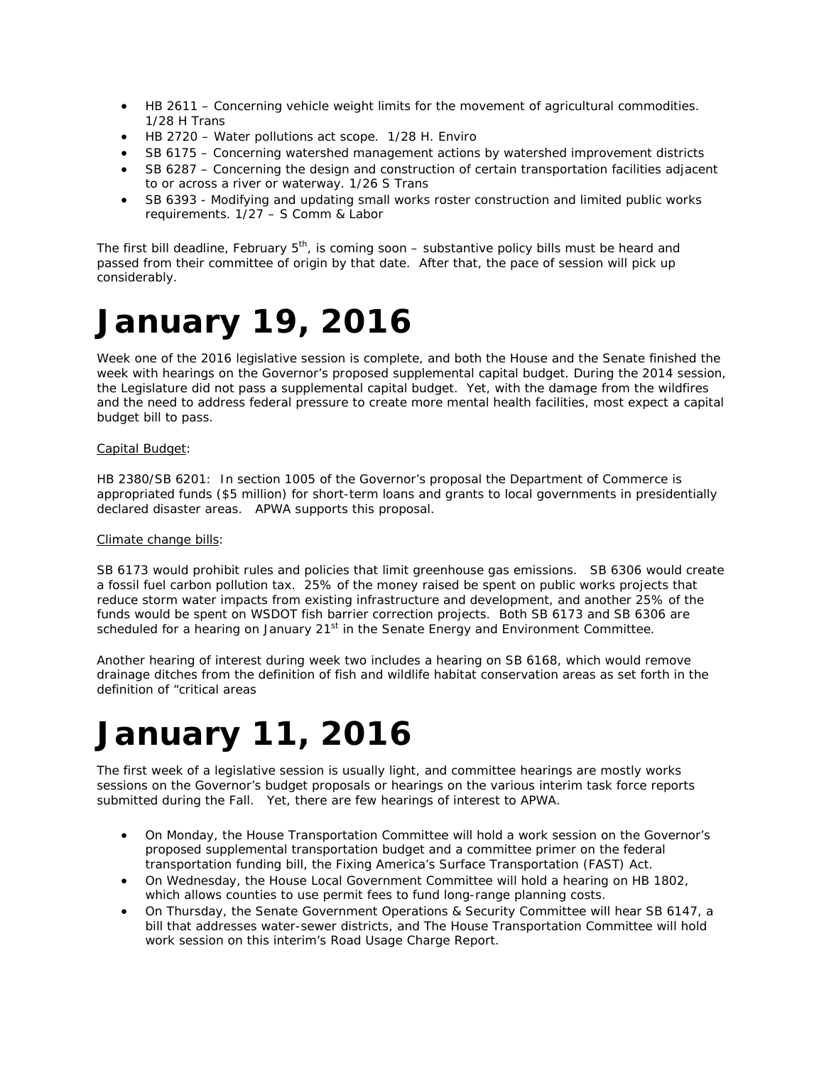- HB 2611 – Concerning vehicle weight limits for the movement of agricultural commodities. 1/28 H Trans
- HB 2720 – Water pollutions act scope. 1/28 H. Enviro
- SB 6175 – Concerning watershed management actions by watershed improvement districts
- SB 6287 – Concerning the design and construction of certain transportation facilities adjacent to or across a river or waterway. 1/26 S Trans
- SB 6393 - Modifying and updating small works roster construction and limited public works requirements. 1/27 – S Comm & Labor

The first bill deadline, February 5th, is coming soon – substantive policy bills must be heard and passed from their committee of origin by that date. After that, the pace of session will pick up considerably.

# January 19, 2016

Week one of the 2016 legislative session is complete, and both the House and the Senate finished the week with hearings on the Governor's proposed supplemental capital budget. During the 2014 session, the Legislature did not pass a supplemental capital budget. Yet, with the damage from the wildfires and the need to address federal pressure to create more mental health facilities, most expect a capital budget bill to pass.

Capital Budget:

HB 2380/SB 6201: In section 1005 of the Governor's proposal the Department of Commerce is appropriated funds ($5 million) for short-term loans and grants to local governments in presidentially declared disaster areas. APWA supports this proposal.

Climate change bills:

SB 6173 would prohibit rules and policies that limit greenhouse gas emissions. SB 6306 would create a fossil fuel carbon pollution tax. 25% of the money raised be spent on public works projects that reduce storm water impacts from existing infrastructure and development, and another 25% of the funds would be spent on WSDOT fish barrier correction projects. Both SB 6173 and SB 6306 are scheduled for a hearing on January 21st in the Senate Energy and Environment Committee.

Another hearing of interest during week two includes a hearing on SB 6168, which would remove drainage ditches from the definition of fish and wildlife habitat conservation areas as set forth in the definition of "critical areas

# January 11, 2016

The first week of a legislative session is usually light, and committee hearings are mostly works sessions on the Governor's budget proposals or hearings on the various interim task force reports submitted during the Fall. Yet, there are few hearings of interest to APWA.

- On Monday, the House Transportation Committee will hold a work session on the Governor's proposed supplemental transportation budget and a committee primer on the federal transportation funding bill, the Fixing America's Surface Transportation (FAST) Act.
- On Wednesday, the House Local Government Committee will hold a hearing on HB 1802, which allows counties to use permit fees to fund long-range planning costs.
- On Thursday, the Senate Government Operations & Security Committee will hear SB 6147, a bill that addresses water-sewer districts, and The House Transportation Committee will hold work session on this interim's Road Usage Charge Report.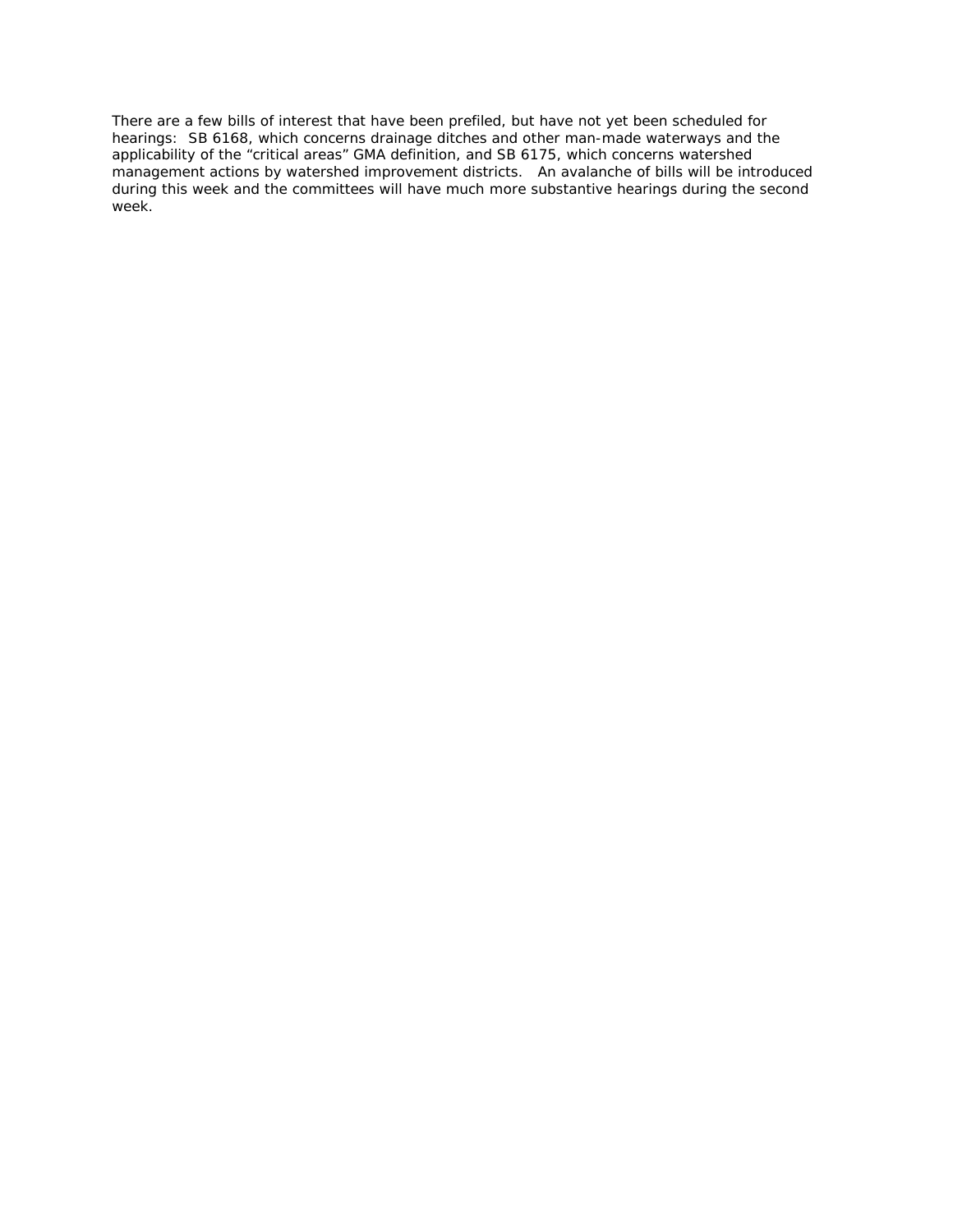There are a few bills of interest that have been prefiled, but have not yet been scheduled for hearings: SB 6168, which concerns drainage ditches and other man-made waterways and the applicability of the "critical areas" GMA definition, and SB 6175, which concerns watershed management actions by watershed improvement districts. An avalanche of bills will be introduced during this week and the committees will have much more substantive hearings during the second week.